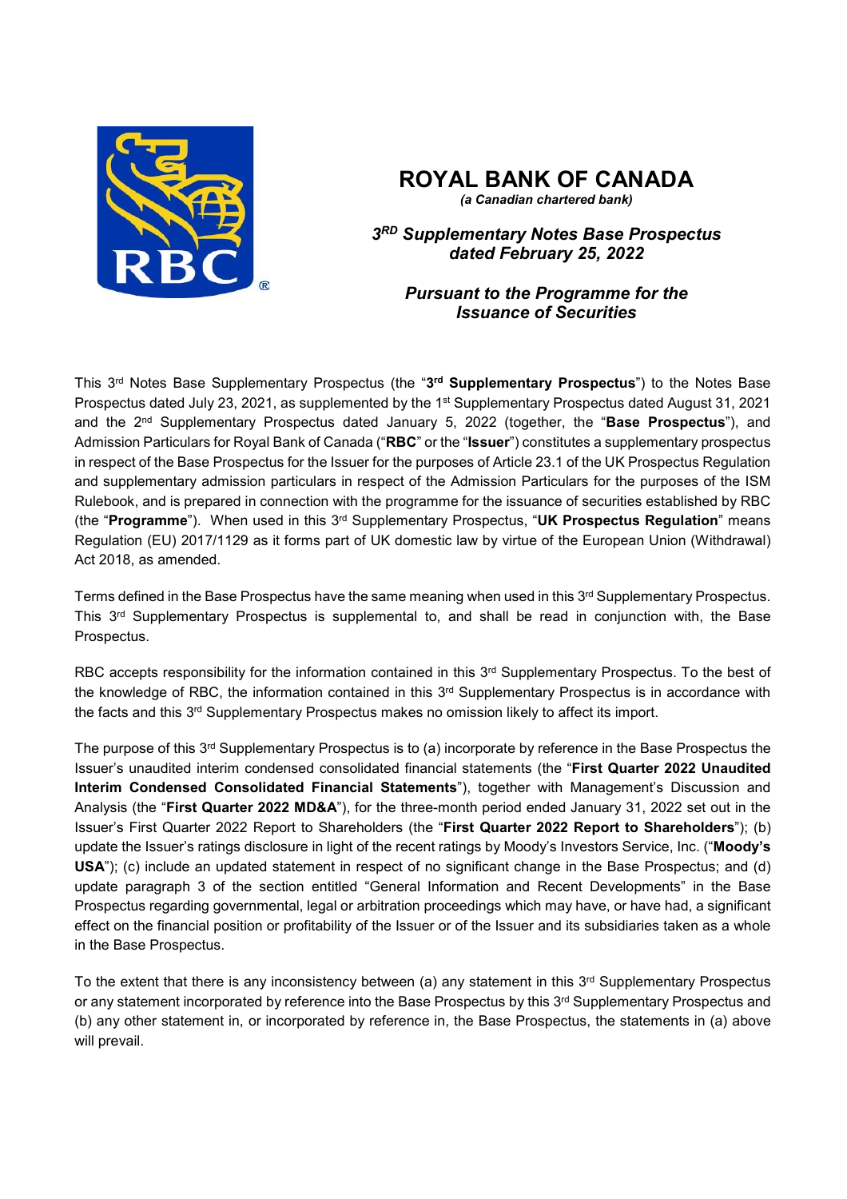# ROYAL BANK OF CANADA

*(a Canadian chartered bank)*

***3RD Supplementary Notes Base Prospectus dated February 25, 2022***

***Pursuant to the Programme for the Issuance of Securities***

This 3rd Notes Base Supplementary Prospectus (the "**3rd Supplementary Prospectus**") to the Notes Base Prospectus dated July 23, 2021, as supplemented by the 1st Supplementary Prospectus dated August 31, 2021 and the 2nd Supplementary Prospectus dated January 5, 2022 (together, the "**Base Prospectus**"), and Admission Particulars for Royal Bank of Canada ("**RBC**" or the "**Issuer**") constitutes a supplementary prospectus in respect of the Base Prospectus for the Issuer for the purposes of Article 23.1 of the UK Prospectus Regulation and supplementary admission particulars in respect of the Admission Particulars for the purposes of the ISM Rulebook, and is prepared in connection with the programme for the issuance of securities established by RBC (the "**Programme**"). When used in this 3rd Supplementary Prospectus, "**UK Prospectus Regulation**" means Regulation (EU) 2017/1129 as it forms part of UK domestic law by virtue of the European Union (Withdrawal) Act 2018, as amended.

Terms defined in the Base Prospectus have the same meaning when used in this 3rd Supplementary Prospectus. This 3rd Supplementary Prospectus is supplemental to, and shall be read in conjunction with, the Base Prospectus.

RBC accepts responsibility for the information contained in this 3rd Supplementary Prospectus. To the best of the knowledge of RBC, the information contained in this 3rd Supplementary Prospectus is in accordance with the facts and this 3rd Supplementary Prospectus makes no omission likely to affect its import.

The purpose of this 3rd Supplementary Prospectus is to (a) incorporate by reference in the Base Prospectus the Issuer's unaudited interim condensed consolidated financial statements (the "**First Quarter 2022 Unaudited Interim Condensed Consolidated Financial Statements**"), together with Management's Discussion and Analysis (the "**First Quarter 2022 MD&A**"), for the three-month period ended January 31, 2022 set out in the Issuer's First Quarter 2022 Report to Shareholders (the "**First Quarter 2022 Report to Shareholders**"); (b) update the Issuer's ratings disclosure in light of the recent ratings by Moody's Investors Service, Inc. ("**Moody's USA**"); (c) include an updated statement in respect of no significant change in the Base Prospectus; and (d) update paragraph 3 of the section entitled "General Information and Recent Developments" in the Base Prospectus regarding governmental, legal or arbitration proceedings which may have, or have had, a significant effect on the financial position or profitability of the Issuer or of the Issuer and its subsidiaries taken as a whole in the Base Prospectus.

To the extent that there is any inconsistency between (a) any statement in this 3rd Supplementary Prospectus or any statement incorporated by reference into the Base Prospectus by this 3rd Supplementary Prospectus and (b) any other statement in, or incorporated by reference in, the Base Prospectus, the statements in (a) above will prevail.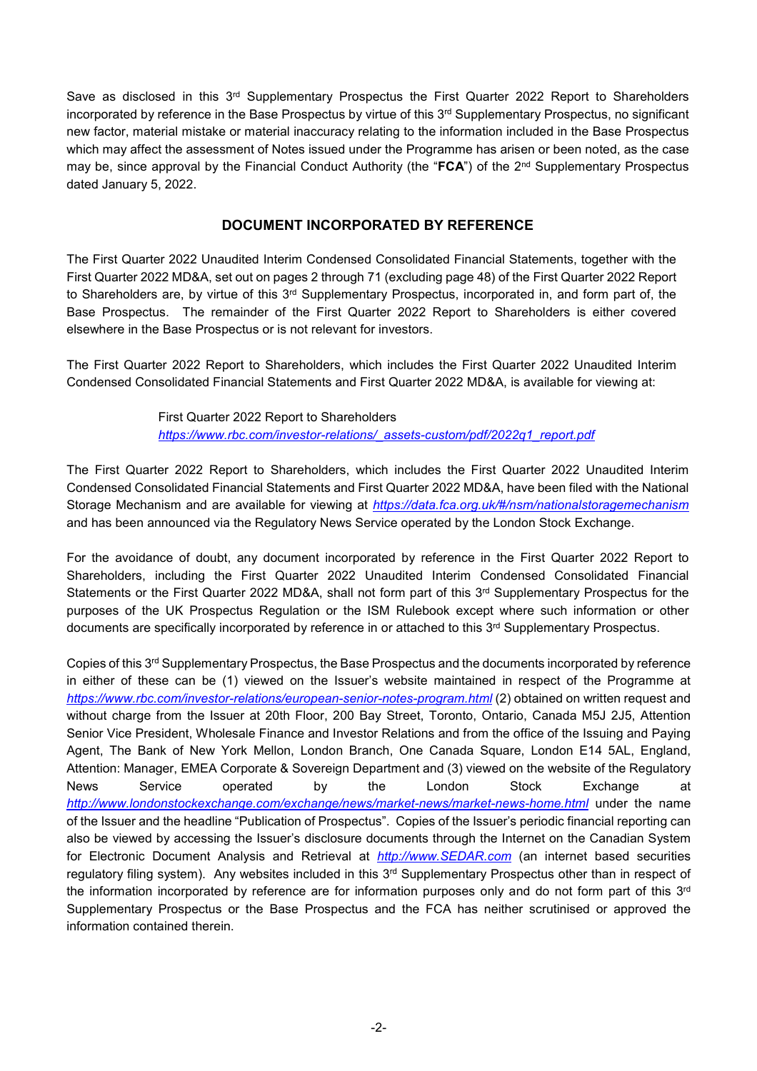Save as disclosed in this 3rd Supplementary Prospectus the First Quarter 2022 Report to Shareholders incorporated by reference in the Base Prospectus by virtue of this 3rd Supplementary Prospectus, no significant new factor, material mistake or material inaccuracy relating to the information included in the Base Prospectus which may affect the assessment of Notes issued under the Programme has arisen or been noted, as the case may be, since approval by the Financial Conduct Authority (the "**FCA**") of the 2nd Supplementary Prospectus dated January 5, 2022.

## DOCUMENT INCORPORATED BY REFERENCE

The First Quarter 2022 Unaudited Interim Condensed Consolidated Financial Statements, together with the First Quarter 2022 MD&A, set out on pages 2 through 71 (excluding page 48) of the First Quarter 2022 Report to Shareholders are, by virtue of this 3rd Supplementary Prospectus, incorporated in, and form part of, the Base Prospectus. The remainder of the First Quarter 2022 Report to Shareholders is either covered elsewhere in the Base Prospectus or is not relevant for investors.

The First Quarter 2022 Report to Shareholders, which includes the First Quarter 2022 Unaudited Interim Condensed Consolidated Financial Statements and First Quarter 2022 MD&A, is available for viewing at:

First Quarter 2022 Report to Shareholders
*https://www.rbc.com/investor-relations/_assets-custom/pdf/2022q1_report.pdf*

The First Quarter 2022 Report to Shareholders, which includes the First Quarter 2022 Unaudited Interim Condensed Consolidated Financial Statements and First Quarter 2022 MD&A, have been filed with the National Storage Mechanism and are available for viewing at *https://data.fca.org.uk/#/nsm/nationalstoragemechanism* and has been announced via the Regulatory News Service operated by the London Stock Exchange.

For the avoidance of doubt, any document incorporated by reference in the First Quarter 2022 Report to Shareholders, including the First Quarter 2022 Unaudited Interim Condensed Consolidated Financial Statements or the First Quarter 2022 MD&A, shall not form part of this 3rd Supplementary Prospectus for the purposes of the UK Prospectus Regulation or the ISM Rulebook except where such information or other documents are specifically incorporated by reference in or attached to this 3rd Supplementary Prospectus.

Copies of this 3rd Supplementary Prospectus, the Base Prospectus and the documents incorporated by reference in either of these can be (1) viewed on the Issuer's website maintained in respect of the Programme at *https://www.rbc.com/investor-relations/european-senior-notes-program.html* (2) obtained on written request and without charge from the Issuer at 20th Floor, 200 Bay Street, Toronto, Ontario, Canada M5J 2J5, Attention Senior Vice President, Wholesale Finance and Investor Relations and from the office of the Issuing and Paying Agent, The Bank of New York Mellon, London Branch, One Canada Square, London E14 5AL, England, Attention: Manager, EMEA Corporate & Sovereign Department and (3) viewed on the website of the Regulatory News Service operated by the London Stock Exchange at *http://www.londonstockexchange.com/exchange/news/market-news/market-news-home.html* under the name of the Issuer and the headline "Publication of Prospectus". Copies of the Issuer's periodic financial reporting can also be viewed by accessing the Issuer's disclosure documents through the Internet on the Canadian System for Electronic Document Analysis and Retrieval at *http://www.SEDAR.com* (an internet based securities regulatory filing system). Any websites included in this 3rd Supplementary Prospectus other than in respect of the information incorporated by reference are for information purposes only and do not form part of this 3rd Supplementary Prospectus or the Base Prospectus and the FCA has neither scrutinised or approved the information contained therein.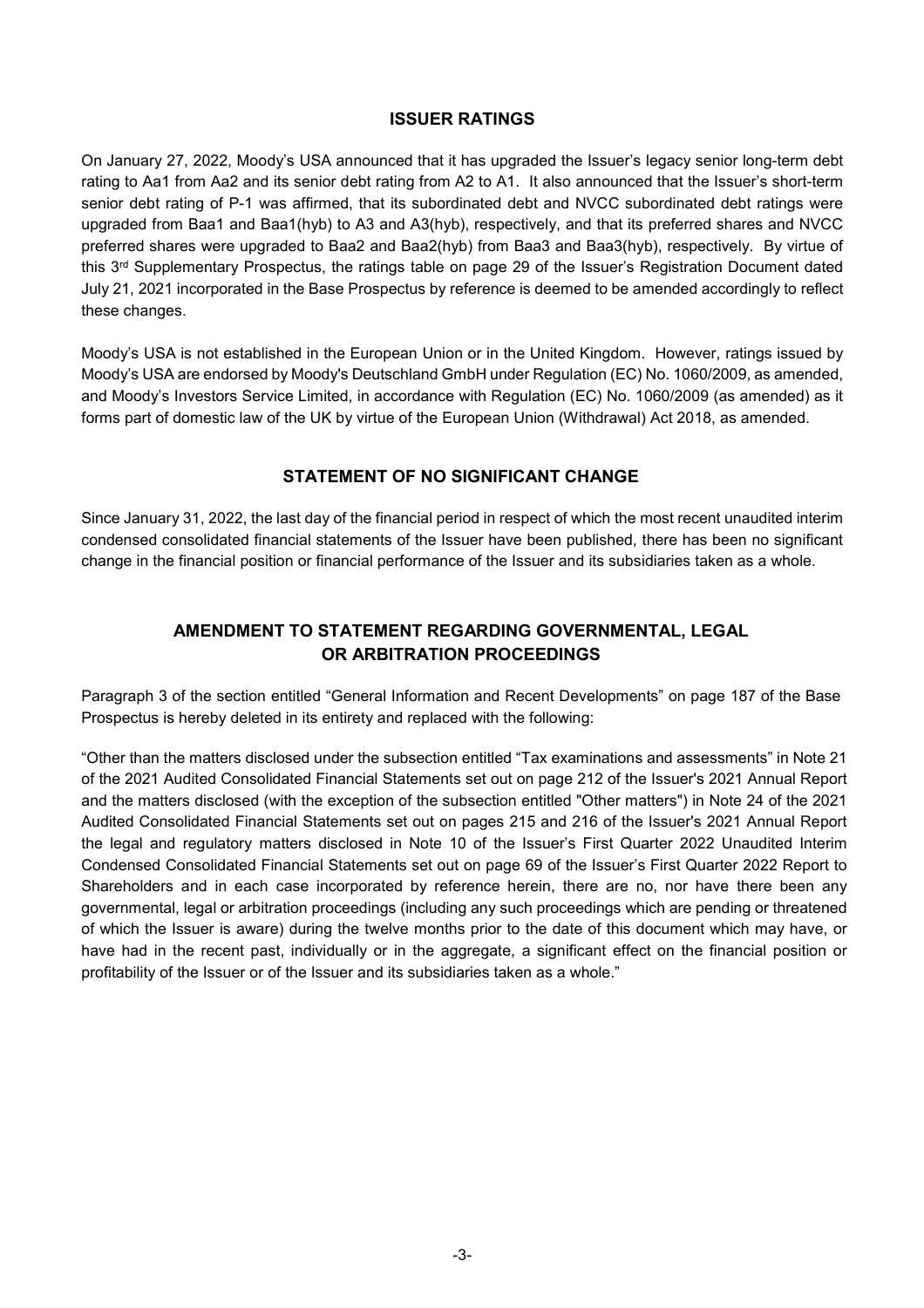## ISSUER RATINGS

On January 27, 2022, Moody's USA announced that it has upgraded the Issuer's legacy senior long-term debt rating to Aa1 from Aa2 and its senior debt rating from A2 to A1. It also announced that the Issuer's short-term senior debt rating of P-1 was affirmed, that its subordinated debt and NVCC subordinated debt ratings were upgraded from Baa1 and Baa1(hyb) to A3 and A3(hyb), respectively, and that its preferred shares and NVCC preferred shares were upgraded to Baa2 and Baa2(hyb) from Baa3 and Baa3(hyb), respectively. By virtue of this 3rd Supplementary Prospectus, the ratings table on page 29 of the Issuer's Registration Document dated July 21, 2021 incorporated in the Base Prospectus by reference is deemed to be amended accordingly to reflect these changes.

Moody's USA is not established in the European Union or in the United Kingdom. However, ratings issued by Moody's USA are endorsed by Moody's Deutschland GmbH under Regulation (EC) No. 1060/2009, as amended, and Moody's Investors Service Limited, in accordance with Regulation (EC) No. 1060/2009 (as amended) as it forms part of domestic law of the UK by virtue of the European Union (Withdrawal) Act 2018, as amended.

## STATEMENT OF NO SIGNIFICANT CHANGE

Since January 31, 2022, the last day of the financial period in respect of which the most recent unaudited interim condensed consolidated financial statements of the Issuer have been published, there has been no significant change in the financial position or financial performance of the Issuer and its subsidiaries taken as a whole.

## AMENDMENT TO STATEMENT REGARDING GOVERNMENTAL, LEGAL OR ARBITRATION PROCEEDINGS

Paragraph 3 of the section entitled "General Information and Recent Developments" on page 187 of the Base Prospectus is hereby deleted in its entirety and replaced with the following:

"Other than the matters disclosed under the subsection entitled "Tax examinations and assessments" in Note 21 of the 2021 Audited Consolidated Financial Statements set out on page 212 of the Issuer's 2021 Annual Report and the matters disclosed (with the exception of the subsection entitled "Other matters") in Note 24 of the 2021 Audited Consolidated Financial Statements set out on pages 215 and 216 of the Issuer's 2021 Annual Report the legal and regulatory matters disclosed in Note 10 of the Issuer's First Quarter 2022 Unaudited Interim Condensed Consolidated Financial Statements set out on page 69 of the Issuer's First Quarter 2022 Report to Shareholders and in each case incorporated by reference herein, there are no, nor have there been any governmental, legal or arbitration proceedings (including any such proceedings which are pending or threatened of which the Issuer is aware) during the twelve months prior to the date of this document which may have, or have had in the recent past, individually or in the aggregate, a significant effect on the financial position or profitability of the Issuer or of the Issuer and its subsidiaries taken as a whole."